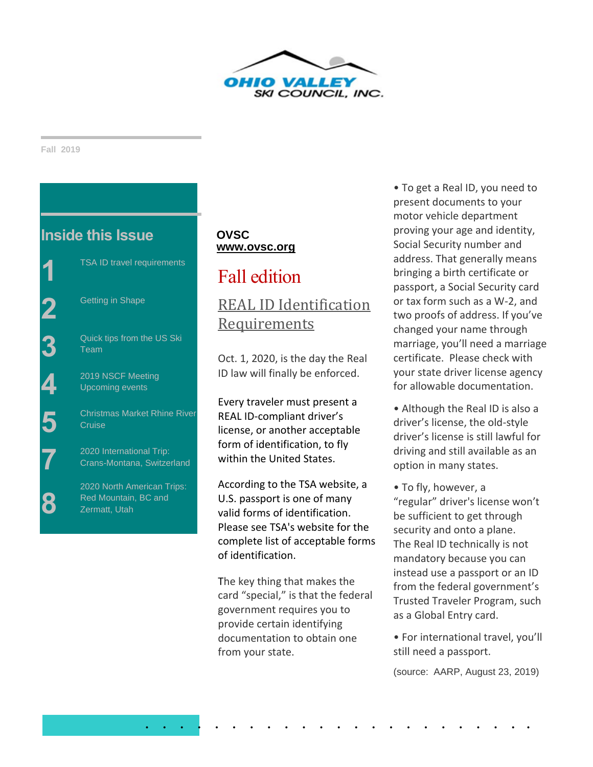OHIO VALLEY SKI COUNCIL, INC.

Fall 2019

## Inside this Issue

1 TSA ID travel requirements

2 Getting in Shape

3 Quick tips from the US Ski Team

4 2019 NSCF Meeting Upcoming events

5 Christmas Market Rhine River Cruise

7 2020 International Trip: Crans-Montana, Switzerland

8 2020 North American Trips: Red Mountain, BC and Zermatt, Utah

**OVSC**
**www.ovsc.org**

# Fall edition

## REAL ID Identification Requirements

Oct. 1, 2020, is the day the Real ID law will finally be enforced.

Every traveler must present a REAL ID-compliant driver's license, or another acceptable form of identification, to fly within the United States.

According to the TSA website, a U.S. passport is one of many valid forms of identification. Please see TSA's website for the complete list of acceptable forms of identification.

The key thing that makes the card "special," is that the federal government requires you to provide certain identifying documentation to obtain one from your state.

- To get a Real ID, you need to present documents to your motor vehicle department proving your age and identity, Social Security number and address. That generally means bringing a birth certificate or passport, a Social Security card or tax form such as a W-2, and two proofs of address. If you've changed your name through marriage, you'll need a marriage certificate. Please check with your state driver license agency for allowable documentation.
- Although the Real ID is also a driver's license, the old-style driver's license is still lawful for driving and still available as an option in many states.
- To fly, however, a "regular" driver's license won't be sufficient to get through security and onto a plane. The Real ID technically is not mandatory because you can instead use a passport or an ID from the federal government's Trusted Traveler Program, such as a Global Entry card.
- For international travel, you'll still need a passport.

(source: AARP, August 23, 2019)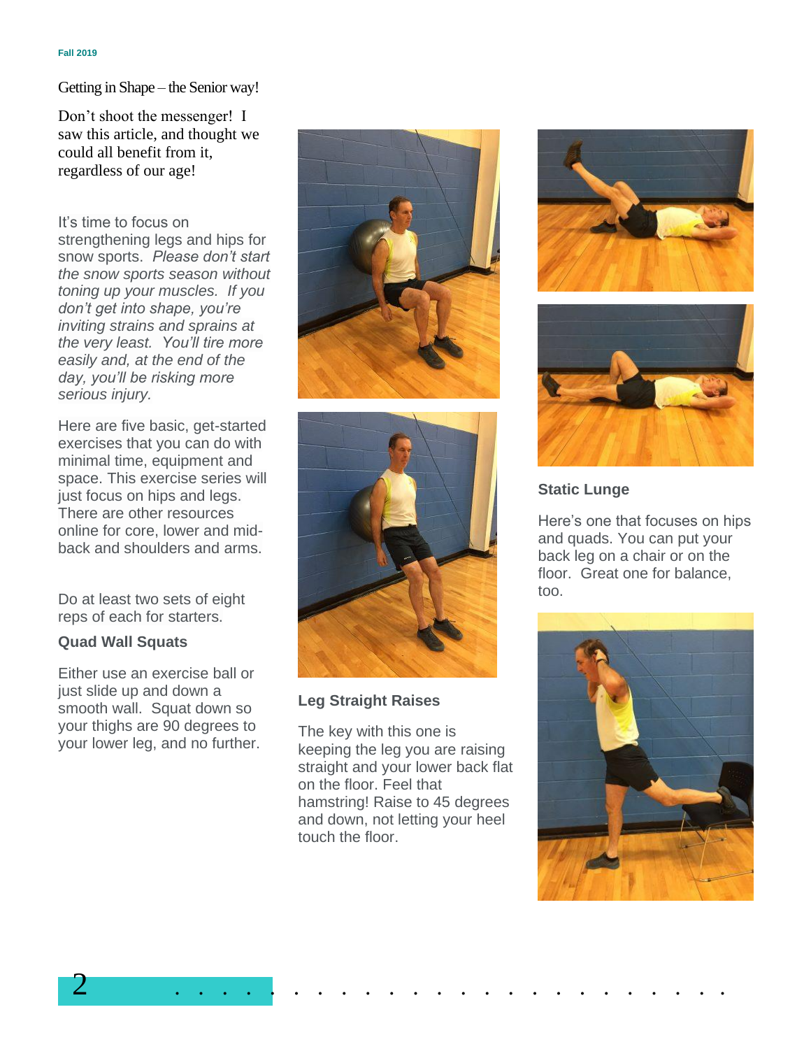## Getting in Shape – the Senior way!

Don't shoot the messenger! I saw this article, and thought we could all benefit from it, regardless of our age!

It's time to focus on strengthening legs and hips for snow sports. *Please don't start the snow sports season without toning up your muscles. If you don't get into shape, you're inviting strains and sprains at the very least. You'll tire more easily and, at the end of the day, you'll be risking more serious injury.*

Here are five basic, get-started exercises that you can do with minimal time, equipment and space. This exercise series will just focus on hips and legs. There are other resources online for core, lower and mid-back and shoulders and arms.

Do at least two sets of eight reps of each for starters.

### Quad Wall Squats

Either use an exercise ball or just slide up and down a smooth wall. Squat down so your thighs are 90 degrees to your lower leg, and no further.

### Leg Straight Raises

The key with this one is keeping the leg you are raising straight and your lower back flat on the floor. Feel that hamstring! Raise to 45 degrees and down, not letting your heel touch the floor.

### Static Lunge

Here's one that focuses on hips and quads. You can put your back leg on a chair or on the floor. Great one for balance, too.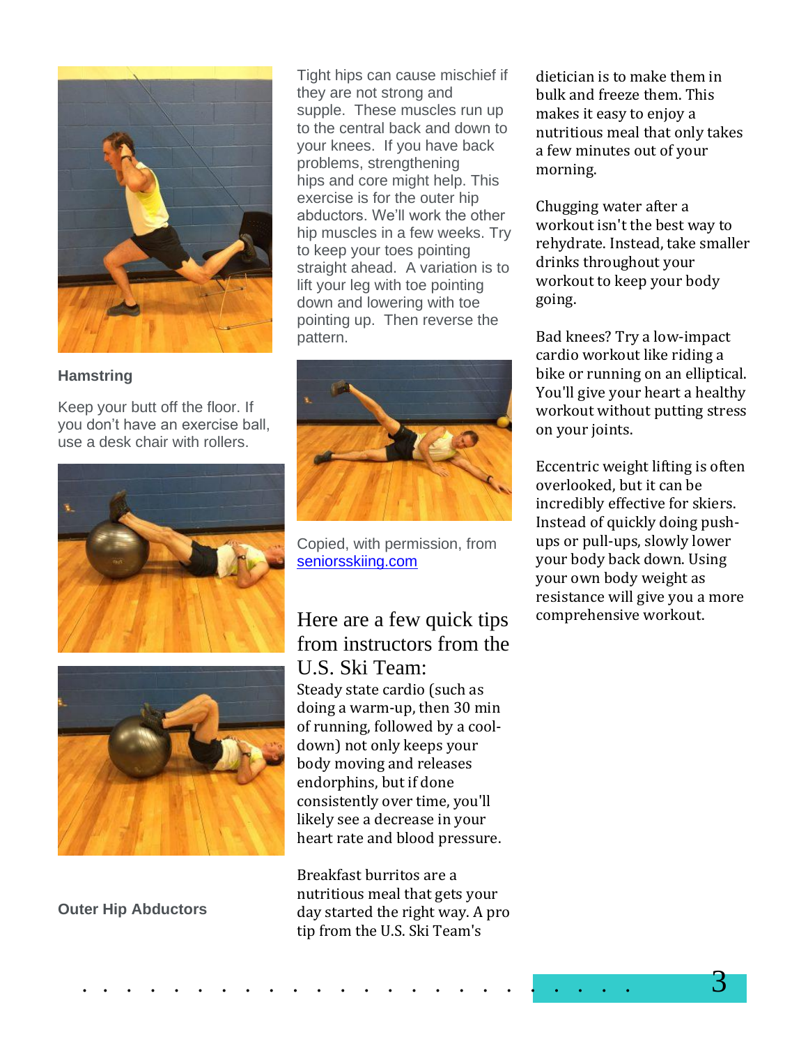**Hamstring**

Keep your butt off the floor. If you don't have an exercise ball, use a desk chair with rollers.

**Outer Hip Abductors**

Tight hips can cause mischief if they are not strong and supple. These muscles run up to the central back and down to your knees. If you have back problems, strengthening hips and core might help. This exercise is for the outer hip abductors. We'll work the other hip muscles in a few weeks. Try to keep your toes pointing straight ahead. A variation is to lift your leg with toe pointing down and lowering with toe pointing up. Then reverse the pattern.

Copied, with permission, from [seniorsskiing.com](seniorsskiing.com)

## Here are a few quick tips from instructors from the U.S. Ski Team:

Steady state cardio (such as doing a warm-up, then 30 min of running, followed by a cool-down) not only keeps your body moving and releases endorphins, but if done consistently over time, you'll likely see a decrease in your heart rate and blood pressure.

Breakfast burritos are a nutritious meal that gets your day started the right way. A pro tip from the U.S. Ski Team's dietician is to make them in bulk and freeze them. This makes it easy to enjoy a nutritious meal that only takes a few minutes out of your morning.

Chugging water after a workout isn't the best way to rehydrate. Instead, take smaller drinks throughout your workout to keep your body going.

Bad knees? Try a low-impact cardio workout like riding a bike or running on an elliptical. You'll give your heart a healthy workout without putting stress on your joints.

Eccentric weight lifting is often overlooked, but it can be incredibly effective for skiers. Instead of quickly doing push-ups or pull-ups, slowly lower your body back down. Using your own body weight as resistance will give you a more comprehensive workout.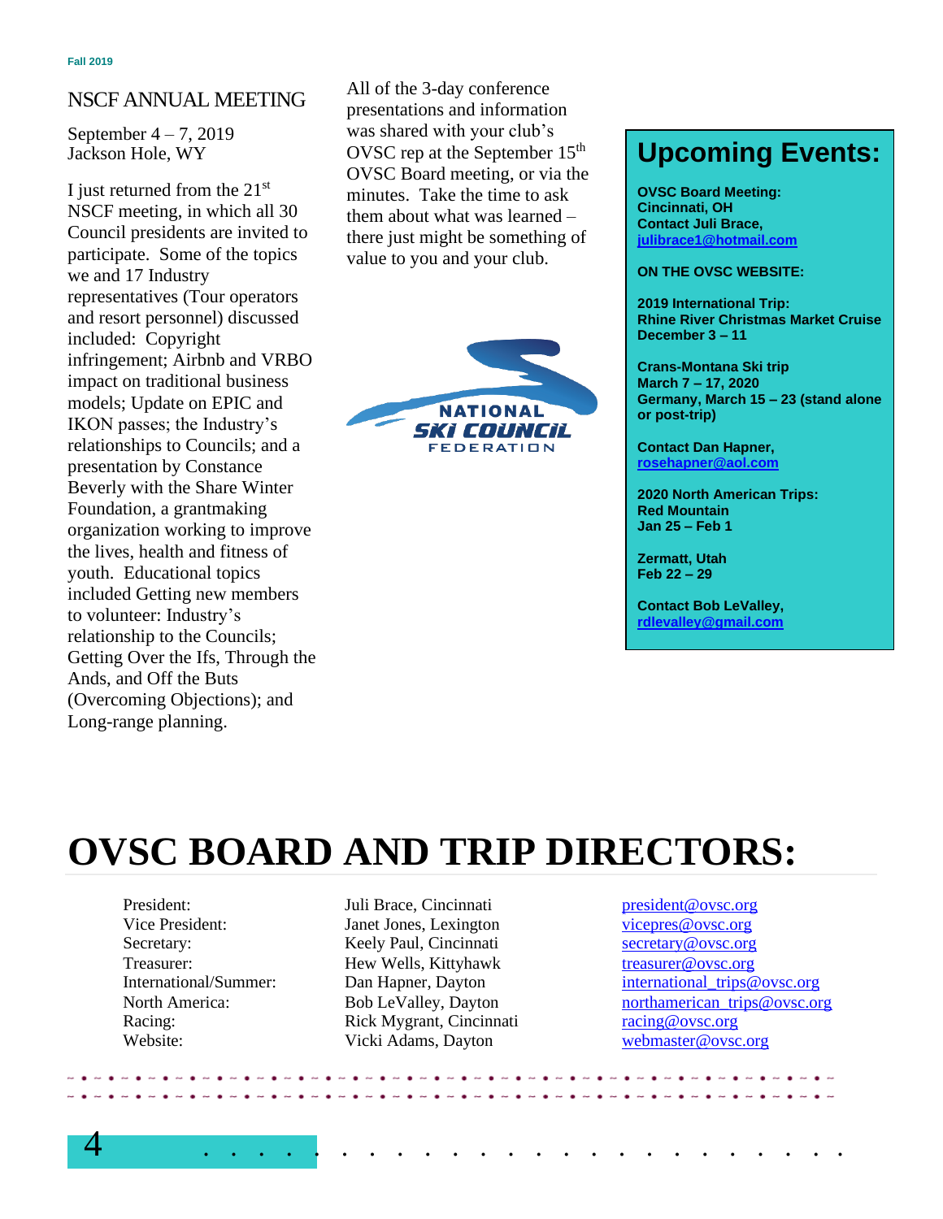## NSCF ANNUAL MEETING

September 4 – 7, 2019
Jackson Hole, WY

I just returned from the 21st NSCF meeting, in which all 30 Council presidents are invited to participate. Some of the topics we and 17 Industry representatives (Tour operators and resort personnel) discussed included: Copyright infringement; Airbnb and VRBO impact on traditional business models; Update on EPIC and IKON passes; the Industry's relationships to Councils; and a presentation by Constance Beverly with the Share Winter Foundation, a grantmaking organization working to improve the lives, health and fitness of youth. Educational topics included Getting new members to volunteer: Industry's relationship to the Councils; Getting Over the Ifs, Through the Ands, and Off the Buts (Overcoming Objections); and Long-range planning.

All of the 3-day conference presentations and information was shared with your club's OVSC rep at the September 15th OVSC Board meeting, or via the minutes. Take the time to ask them about what was learned – there just might be something of value to you and your club.

NATIONAL SKI COUNCIL FEDERATION

## Upcoming Events:

**OVSC Board Meeting:**
**Cincinnati, OH**
**Contact Juli Brace,**
**julibrace1@hotmail.com**

**ON THE OVSC WEBSITE:**

**2019 International Trip:**
**Rhine River Christmas Market Cruise**
**December 3 – 11**

**Crans-Montana Ski trip**
**March 7 – 17, 2020**
**Germany, March 15 – 23 (stand alone or post-trip)**

**Contact Dan Hapner,**
**rosehapner@aol.com**

**2020 North American Trips:**
**Red Mountain**
**Jan 25 – Feb 1**

**Zermatt, Utah**
**Feb 22 – 29**

**Contact Bob LeValley,**
**rdlevalley@gmail.com**

# OVSC BOARD AND TRIP DIRECTORS:

| | | |
|---|---|---|
| President: | Juli Brace, Cincinnati | president@ovsc.org |
| Vice President: | Janet Jones, Lexington | vicepres@ovsc.org |
| Secretary: | Keely Paul, Cincinnati | secretary@ovsc.org |
| Treasurer: | Hew Wells, Kittyhawk | treasurer@ovsc.org |
| International/Summer: | Dan Hapner, Dayton | international_trips@ovsc.org |
| North America: | Bob LeValley, Dayton | northamerican_trips@ovsc.org |
| Racing: | Rick Mygrant, Cincinnati | racing@ovsc.org |
| Website: | Vicki Adams, Dayton | webmaster@ovsc.org |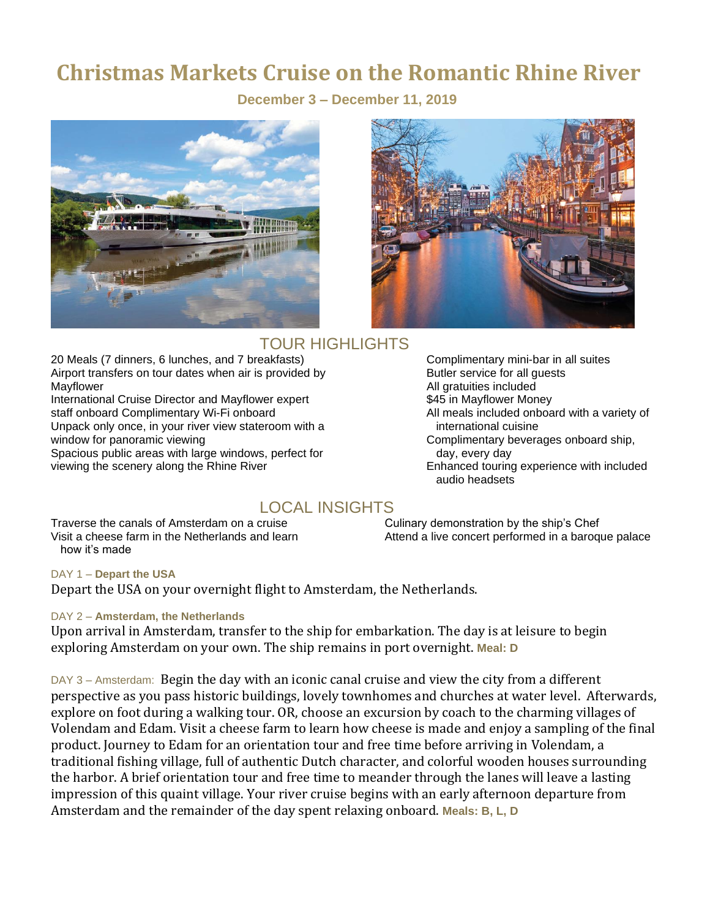# Christmas Markets Cruise on the Romantic Rhine River

**December 3 – December 11, 2019**

## TOUR HIGHLIGHTS

- 20 Meals (7 dinners, 6 lunches, and 7 breakfasts)
- Airport transfers on tour dates when air is provided by Mayflower
- International Cruise Director and Mayflower expert staff onboard Complimentary Wi-Fi onboard
- Unpack only once, in your river view stateroom with a window for panoramic viewing
- Spacious public areas with large windows, perfect for viewing the scenery along the Rhine River
- Complimentary mini-bar in all suites
- Butler service for all guests
- All gratuities included
- $45 in Mayflower Money
- All meals included onboard with a variety of international cuisine
- Complimentary beverages onboard ship, day, every day
- Enhanced touring experience with included audio headsets

## LOCAL INSIGHTS

- Traverse the canals of Amsterdam on a cruise
- Visit a cheese farm in the Netherlands and learn how it's made
- Culinary demonstration by the ship's Chef
- Attend a live concert performed in a baroque palace

DAY 1 – **Depart the USA**

Depart the USA on your overnight flight to Amsterdam, the Netherlands.

DAY 2 – **Amsterdam, the Netherlands**

Upon arrival in Amsterdam, transfer to the ship for embarkation. The day is at leisure to begin exploring Amsterdam on your own. The ship remains in port overnight. **Meal: D**

DAY 3 – Amsterdam: Begin the day with an iconic canal cruise and view the city from a different perspective as you pass historic buildings, lovely townhomes and churches at water level. Afterwards, explore on foot during a walking tour. OR, choose an excursion by coach to the charming villages of Volendam and Edam. Visit a cheese farm to learn how cheese is made and enjoy a sampling of the final product. Journey to Edam for an orientation tour and free time before arriving in Volendam, a traditional fishing village, full of authentic Dutch character, and colorful wooden houses surrounding the harbor. A brief orientation tour and free time to meander through the lanes will leave a lasting impression of this quaint village. Your river cruise begins with an early afternoon departure from Amsterdam and the remainder of the day spent relaxing onboard. **Meals: B, L, D**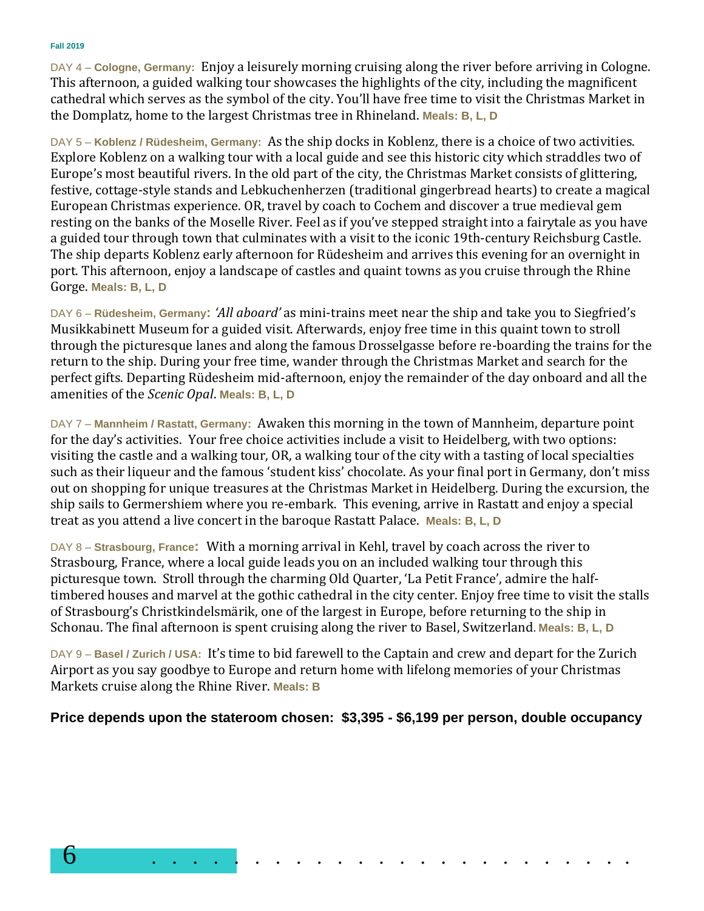DAY 4 – **Cologne, Germany:** Enjoy a leisurely morning cruising along the river before arriving in Cologne. This afternoon, a guided walking tour showcases the highlights of the city, including the magnificent cathedral which serves as the symbol of the city. You'll have free time to visit the Christmas Market in the Domplatz, home to the largest Christmas tree in Rhineland. **Meals: B, L, D**

DAY 5 – **Koblenz / Rüdesheim, Germany:** As the ship docks in Koblenz, there is a choice of two activities. Explore Koblenz on a walking tour with a local guide and see this historic city which straddles two of Europe's most beautiful rivers. In the old part of the city, the Christmas Market consists of glittering, festive, cottage-style stands and Lebkuchenherzen (traditional gingerbread hearts) to create a magical European Christmas experience. OR, travel by coach to Cochem and discover a true medieval gem resting on the banks of the Moselle River. Feel as if you've stepped straight into a fairytale as you have a guided tour through town that culminates with a visit to the iconic 19th-century Reichsburg Castle. The ship departs Koblenz early afternoon for Rüdesheim and arrives this evening for an overnight in port. This afternoon, enjoy a landscape of castles and quaint towns as you cruise through the Rhine Gorge. **Meals: B, L, D**

DAY 6 – **Rüdesheim, Germany:** *'All aboard'* as mini-trains meet near the ship and take you to Siegfried's Musikkabinett Museum for a guided visit. Afterwards, enjoy free time in this quaint town to stroll through the picturesque lanes and along the famous Drosselgasse before re-boarding the trains for the return to the ship. During your free time, wander through the Christmas Market and search for the perfect gifts. Departing Rüdesheim mid-afternoon, enjoy the remainder of the day onboard and all the amenities of the *Scenic Opal*. **Meals: B, L, D**

DAY 7 – **Mannheim / Rastatt, Germany:** Awaken this morning in the town of Mannheim, departure point for the day's activities. Your free choice activities include a visit to Heidelberg, with two options: visiting the castle and a walking tour, OR, a walking tour of the city with a tasting of local specialties such as their liqueur and the famous 'student kiss' chocolate. As your final port in Germany, don't miss out on shopping for unique treasures at the Christmas Market in Heidelberg. During the excursion, the ship sails to Germershiem where you re-embark. This evening, arrive in Rastatt and enjoy a special treat as you attend a live concert in the baroque Rastatt Palace. **Meals: B, L, D**

DAY 8 – **Strasbourg, France:** With a morning arrival in Kehl, travel by coach across the river to Strasbourg, France, where a local guide leads you on an included walking tour through this picturesque town. Stroll through the charming Old Quarter, 'La Petit France', admire the half-timbered houses and marvel at the gothic cathedral in the city center. Enjoy free time to visit the stalls of Strasbourg's Christkindelsmärik, one of the largest in Europe, before returning to the ship in Schonau. The final afternoon is spent cruising along the river to Basel, Switzerland. **Meals: B, L, D**

DAY 9 – **Basel / Zurich / USA:** It's time to bid farewell to the Captain and crew and depart for the Zurich Airport as you say goodbye to Europe and return home with lifelong memories of your Christmas Markets cruise along the Rhine River. **Meals: B**

**Price depends upon the stateroom chosen: $3,395 - $6,199 per person, double occupancy**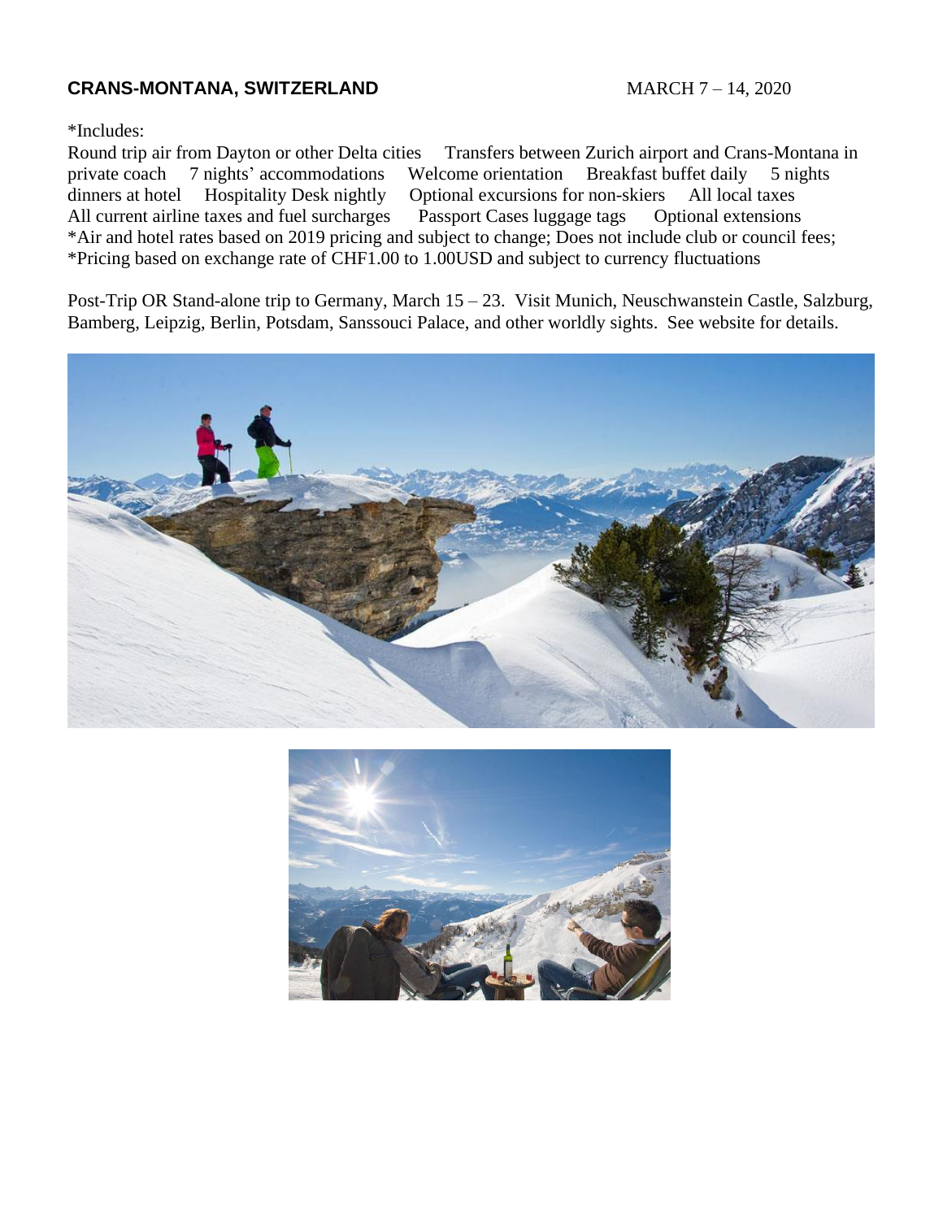**CRANS-MONTANA, SWITZERLAND** MARCH 7 – 14, 2020

*Includes:

Round trip air from Dayton or other Delta cities Transfers between Zurich airport and Crans-Montana in private coach 7 nights' accommodations Welcome orientation Breakfast buffet daily 5 nights dinners at hotel Hospitality Desk nightly Optional excursions for non-skiers All local taxes All current airline taxes and fuel surcharges Passport Cases luggage tags Optional extensions

*Air and hotel rates based on 2019 pricing and subject to change; Does not include club or council fees;

*Pricing based on exchange rate of CHF1.00 to 1.00USD and subject to currency fluctuations

Post-Trip OR Stand-alone trip to Germany, March 15 – 23. Visit Munich, Neuschwanstein Castle, Salzburg, Bamberg, Leipzig, Berlin, Potsdam, Sanssouci Palace, and other worldly sights. See website for details.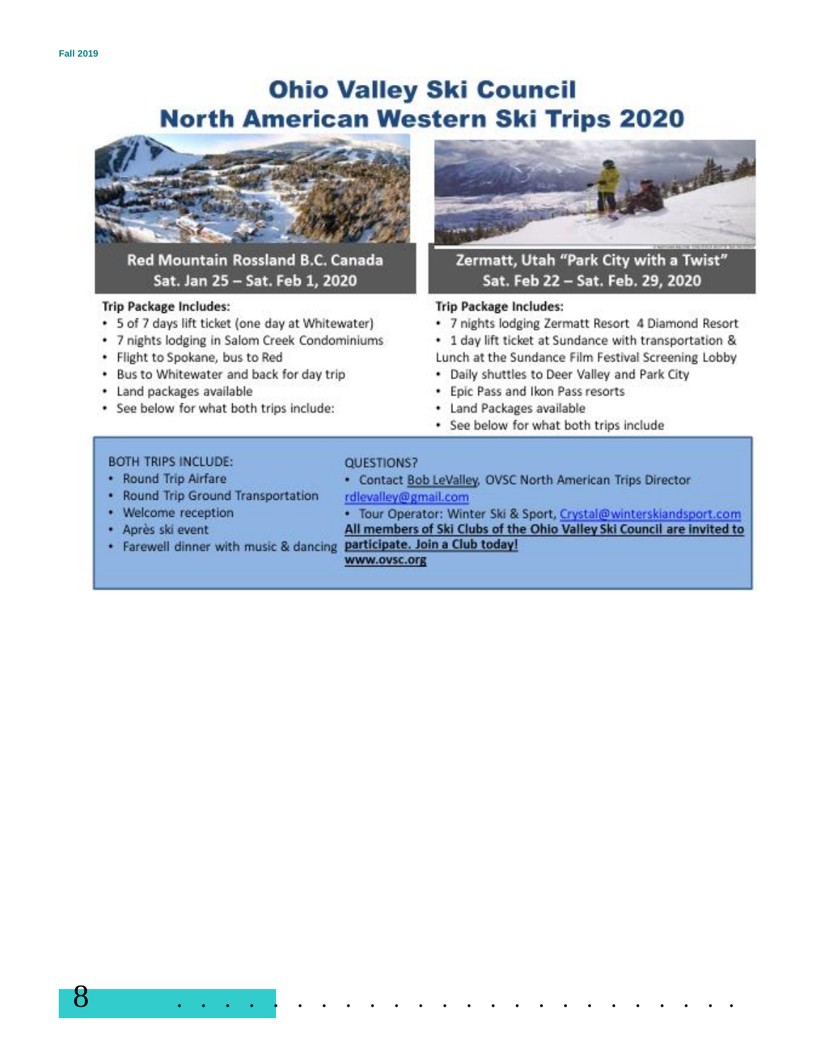# Ohio Valley Ski Council North American Western Ski Trips 2020

## Red Mountain Rossland B.C. Canada
**Sat. Jan 25 – Sat. Feb 1, 2020**

**Trip Package Includes:**

- 5 of 7 days lift ticket (one day at Whitewater)
- 7 nights lodging in Salom Creek Condominiums
- Flight to Spokane, bus to Red
- Bus to Whitewater and back for day trip
- Land packages available
- See below for what both trips include:

## Zermatt, Utah "Park City with a Twist"
**Sat. Feb 22 – Sat. Feb. 29, 2020**

**Trip Package Includes:**

- 7 nights lodging Zermatt Resort 4 Diamond Resort
- 1 day lift ticket at Sundance with transportation & Lunch at the Sundance Film Festival Screening Lobby
- Daily shuttles to Deer Valley and Park City
- Epic Pass and Ikon Pass resorts
- Land Packages available
- See below for what both trips include

BOTH TRIPS INCLUDE:

- Round Trip Airfare
- Round Trip Ground Transportation
- Welcome reception
- Après ski event
- Farewell dinner with music & dancing

QUESTIONS?

- Contact Bob LeValley, OVSC North American Trips Director rdlevalley@gmail.com
- Tour Operator: Winter Ski & Sport, Crystal@winterskiandsport.com

**All members of Ski Clubs of the Ohio Valley Ski Council are invited to participate. Join a Club today!**
**www.ovsc.org**